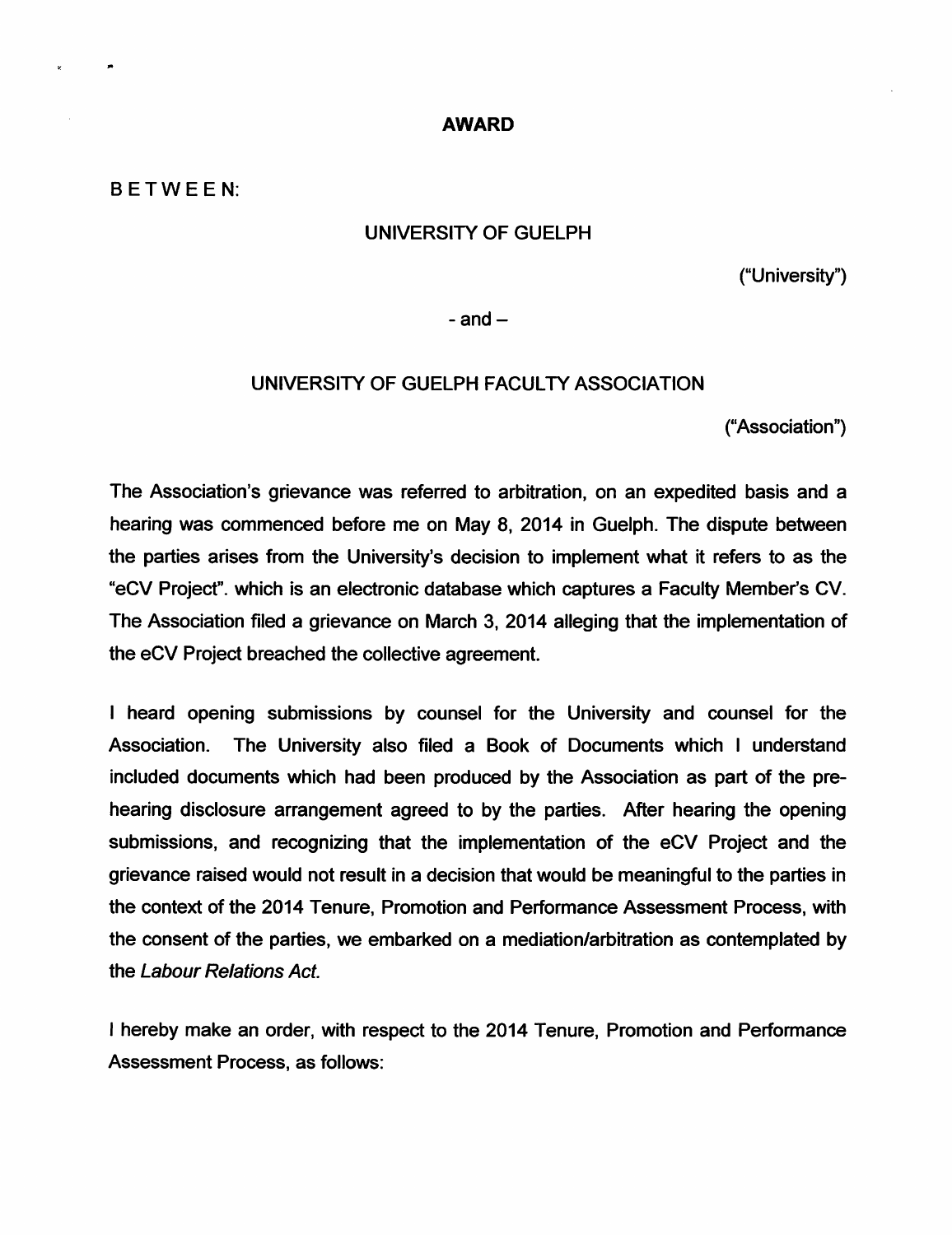# AWARD

BETWEEN:

UNIVERSITY OF GUELPH

("University")

- and –

UNIVERSITY OF GUELPH FACULTY ASSOCIATION

("Association")

The Association's grievance was referred to arbitration, on an expedited basis and a hearing was commenced before me on May 8, 2014 in Guelph. The dispute between the parties arises from the University's decision to implement what it refers to as the "eCV Project". which is an electronic database which captures a Faculty Member's CV. The Association filed a grievance on March 3, 2014 alleging that the implementation of the eCV Project breached the collective agreement.

I heard opening submissions by counsel for the University and counsel for the Association. The University also filed a Book of Documents which I understand included documents which had been produced by the Association as part of the pre-hearing disclosure arrangement agreed to by the parties. After hearing the opening submissions, and recognizing that the implementation of the eCV Project and the grievance raised would not result in a decision that would be meaningful to the parties in the context of the 2014 Tenure, Promotion and Performance Assessment Process, with the consent of the parties, we embarked on a mediation/arbitration as contemplated by the *Labour Relations Act.*

I hereby make an order, with respect to the 2014 Tenure, Promotion and Performance Assessment Process, as follows: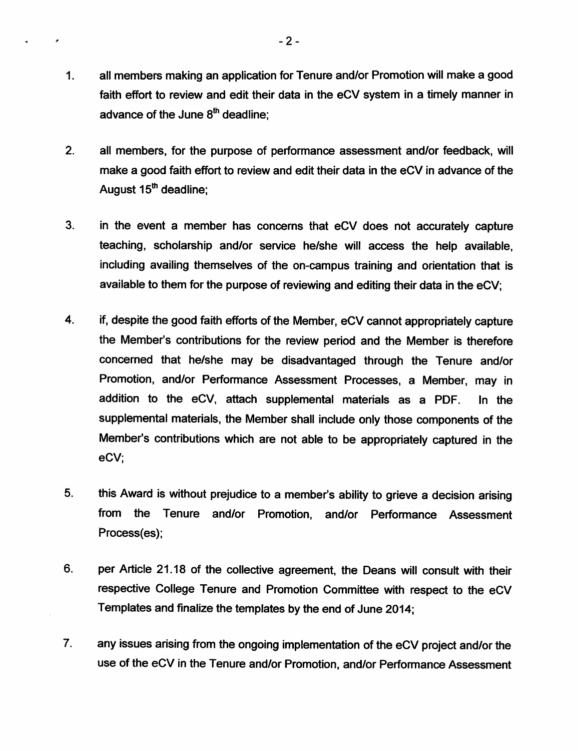1. all members making an application for Tenure and/or Promotion will make a good faith effort to review and edit their data in the eCV system in a timely manner in advance of the June 8th deadline;

2. all members, for the purpose of performance assessment and/or feedback, will make a good faith effort to review and edit their data in the eCV in advance of the August 15th deadline;

3. in the event a member has concerns that eCV does not accurately capture teaching, scholarship and/or service he/she will access the help available, including availing themselves of the on-campus training and orientation that is available to them for the purpose of reviewing and editing their data in the eCV;

4. if, despite the good faith efforts of the Member, eCV cannot appropriately capture the Member's contributions for the review period and the Member is therefore concerned that he/she may be disadvantaged through the Tenure and/or Promotion, and/or Performance Assessment Processes, a Member, may in addition to the eCV, attach supplemental materials as a PDF. In the supplemental materials, the Member shall include only those components of the Member's contributions which are not able to be appropriately captured in the eCV;

5. this Award is without prejudice to a member's ability to grieve a decision arising from the Tenure and/or Promotion, and/or Performance Assessment Process(es);

6. per Article 21.18 of the collective agreement, the Deans will consult with their respective College Tenure and Promotion Committee with respect to the eCV Templates and finalize the templates by the end of June 2014;

7. any issues arising from the ongoing implementation of the eCV project and/or the use of the eCV in the Tenure and/or Promotion, and/or Performance Assessment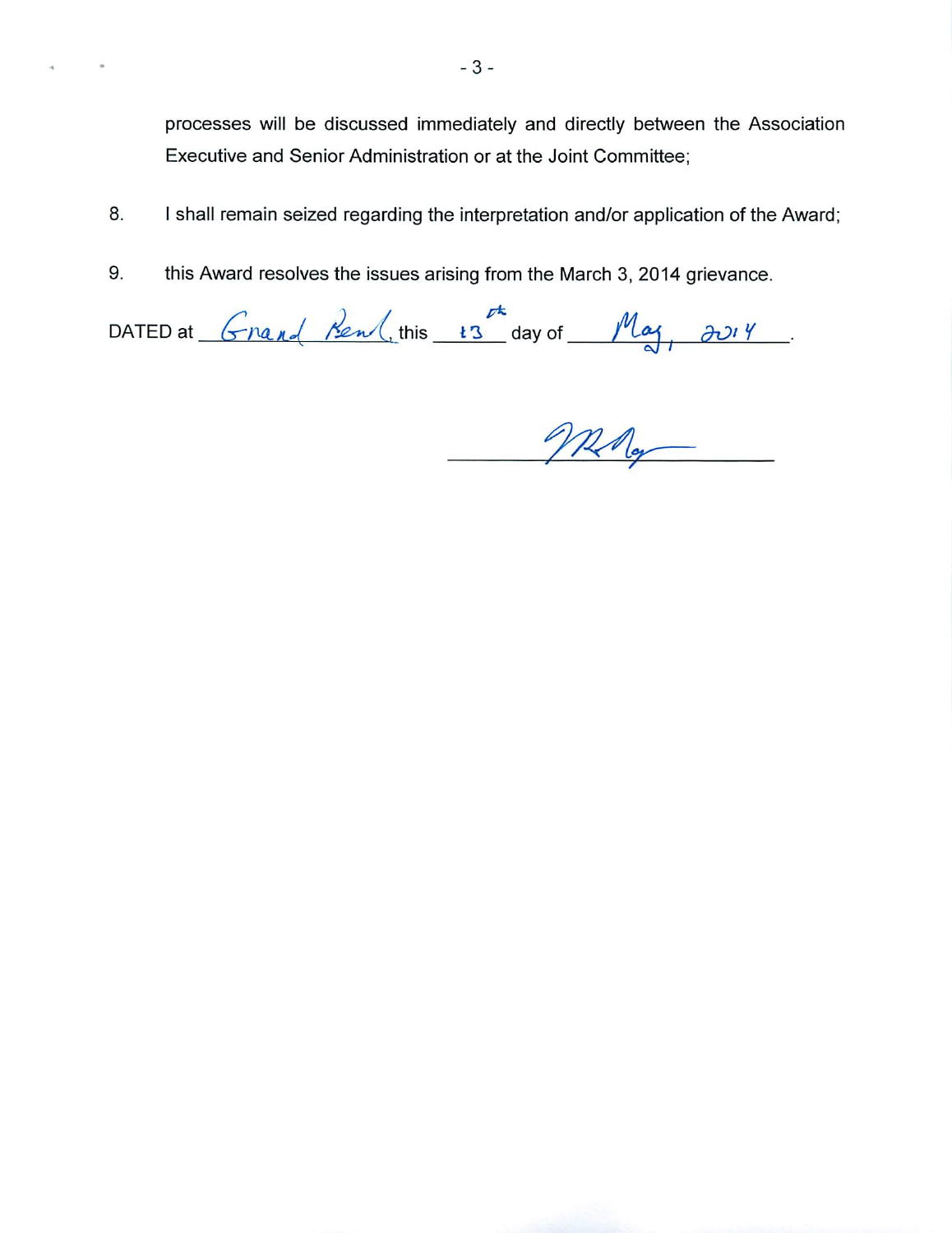processes will be discussed immediately and directly between the Association Executive and Senior Administration or at the Joint Committee;

8. I shall remain seized regarding the interpretation and/or application of the Award;

9. this Award resolves the issues arising from the March 3, 2014 grievance.

DATED at Grand Bend, this 13th day of May, 2014.

[Signature]